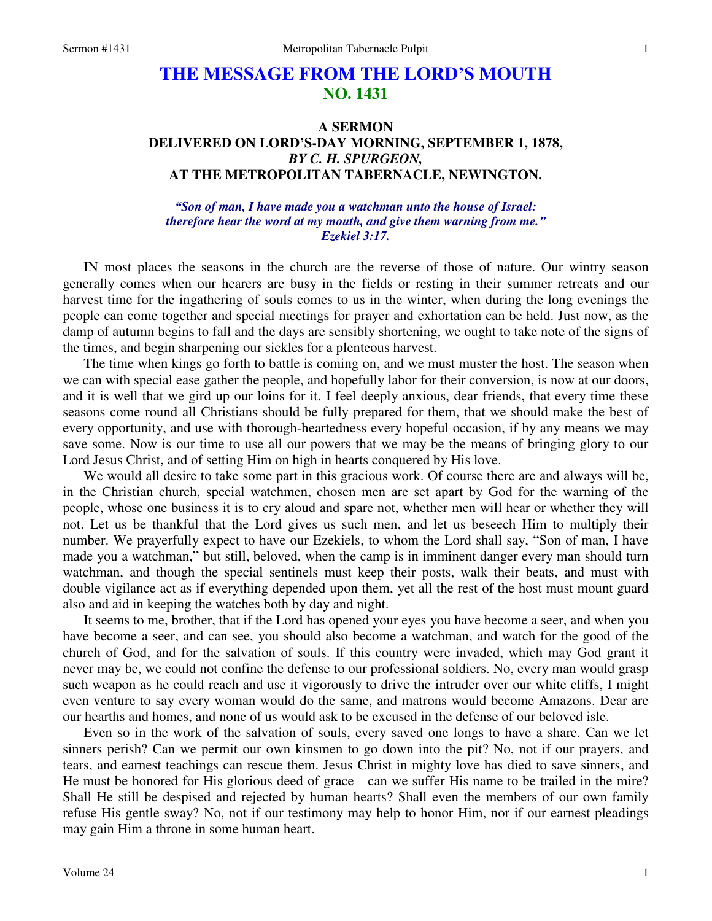# THE MESSAGE FROM THE LORD'S MOUTH
## NO. 1431

### A SERMON
### DELIVERED ON LORD'S-DAY MORNING, SEPTEMBER 1, 1878,
### *BY C. H. SPURGEON,*
### AT THE METROPOLITAN TABERNACLE, NEWINGTON.

*"Son of man, I have made you a watchman unto the house of Israel: therefore hear the word at my mouth, and give them warning from me." Ezekiel 3:17.*

IN most places the seasons in the church are the reverse of those of nature. Our wintry season generally comes when our hearers are busy in the fields or resting in their summer retreats and our harvest time for the ingathering of souls comes to us in the winter, when during the long evenings the people can come together and special meetings for prayer and exhortation can be held. Just now, as the damp of autumn begins to fall and the days are sensibly shortening, we ought to take note of the signs of the times, and begin sharpening our sickles for a plenteous harvest.

The time when kings go forth to battle is coming on, and we must muster the host. The season when we can with special ease gather the people, and hopefully labor for their conversion, is now at our doors, and it is well that we gird up our loins for it. I feel deeply anxious, dear friends, that every time these seasons come round all Christians should be fully prepared for them, that we should make the best of every opportunity, and use with thorough-heartedness every hopeful occasion, if by any means we may save some. Now is our time to use all our powers that we may be the means of bringing glory to our Lord Jesus Christ, and of setting Him on high in hearts conquered by His love.

We would all desire to take some part in this gracious work. Of course there are and always will be, in the Christian church, special watchmen, chosen men are set apart by God for the warning of the people, whose one business it is to cry aloud and spare not, whether men will hear or whether they will not. Let us be thankful that the Lord gives us such men, and let us beseech Him to multiply their number. We prayerfully expect to have our Ezekiels, to whom the Lord shall say, "Son of man, I have made you a watchman," but still, beloved, when the camp is in imminent danger every man should turn watchman, and though the special sentinels must keep their posts, walk their beats, and must with double vigilance act as if everything depended upon them, yet all the rest of the host must mount guard also and aid in keeping the watches both by day and night.

It seems to me, brother, that if the Lord has opened your eyes you have become a seer, and when you have become a seer, and can see, you should also become a watchman, and watch for the good of the church of God, and for the salvation of souls. If this country were invaded, which may God grant it never may be, we could not confine the defense to our professional soldiers. No, every man would grasp such weapon as he could reach and use it vigorously to drive the intruder over our white cliffs, I might even venture to say every woman would do the same, and matrons would become Amazons. Dear are our hearths and homes, and none of us would ask to be excused in the defense of our beloved isle.

Even so in the work of the salvation of souls, every saved one longs to have a share. Can we let sinners perish? Can we permit our own kinsmen to go down into the pit? No, not if our prayers, and tears, and earnest teachings can rescue them. Jesus Christ in mighty love has died to save sinners, and He must be honored for His glorious deed of grace—can we suffer His name to be trailed in the mire? Shall He still be despised and rejected by human hearts? Shall even the members of our own family refuse His gentle sway? No, not if our testimony may help to honor Him, nor if our earnest pleadings may gain Him a throne in some human heart.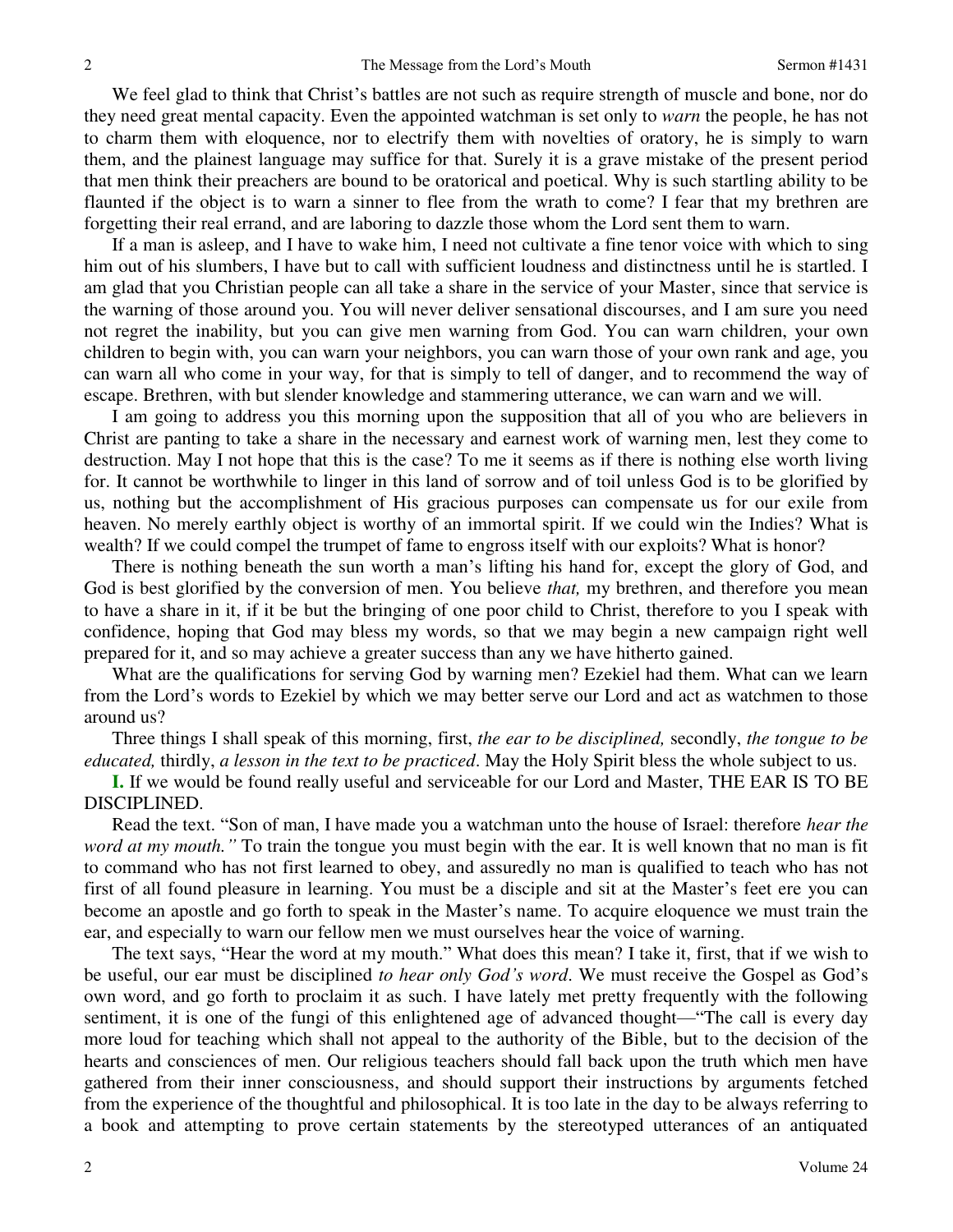We feel glad to think that Christ's battles are not such as require strength of muscle and bone, nor do they need great mental capacity. Even the appointed watchman is set only to *warn* the people, he has not to charm them with eloquence, nor to electrify them with novelties of oratory, he is simply to warn them, and the plainest language may suffice for that. Surely it is a grave mistake of the present period that men think their preachers are bound to be oratorical and poetical. Why is such startling ability to be flaunted if the object is to warn a sinner to flee from the wrath to come? I fear that my brethren are forgetting their real errand, and are laboring to dazzle those whom the Lord sent them to warn.

If a man is asleep, and I have to wake him, I need not cultivate a fine tenor voice with which to sing him out of his slumbers, I have but to call with sufficient loudness and distinctness until he is startled. I am glad that you Christian people can all take a share in the service of your Master, since that service is the warning of those around you. You will never deliver sensational discourses, and I am sure you need not regret the inability, but you can give men warning from God. You can warn children, your own children to begin with, you can warn your neighbors, you can warn those of your own rank and age, you can warn all who come in your way, for that is simply to tell of danger, and to recommend the way of escape. Brethren, with but slender knowledge and stammering utterance, we can warn and we will.

I am going to address you this morning upon the supposition that all of you who are believers in Christ are panting to take a share in the necessary and earnest work of warning men, lest they come to destruction. May I not hope that this is the case? To me it seems as if there is nothing else worth living for. It cannot be worthwhile to linger in this land of sorrow and of toil unless God is to be glorified by us, nothing but the accomplishment of His gracious purposes can compensate us for our exile from heaven. No merely earthly object is worthy of an immortal spirit. If we could win the Indies? What is wealth? If we could compel the trumpet of fame to engross itself with our exploits? What is honor?

There is nothing beneath the sun worth a man's lifting his hand for, except the glory of God, and God is best glorified by the conversion of men. You believe *that,* my brethren, and therefore you mean to have a share in it, if it be but the bringing of one poor child to Christ, therefore to you I speak with confidence, hoping that God may bless my words, so that we may begin a new campaign right well prepared for it, and so may achieve a greater success than any we have hitherto gained.

What are the qualifications for serving God by warning men? Ezekiel had them. What can we learn from the Lord's words to Ezekiel by which we may better serve our Lord and act as watchmen to those around us?

Three things I shall speak of this morning, first, *the ear to be disciplined,* secondly, *the tongue to be educated,* thirdly, *a lesson in the text to be practiced*. May the Holy Spirit bless the whole subject to us.

**I.** If we would be found really useful and serviceable for our Lord and Master, THE EAR IS TO BE DISCIPLINED.

Read the text. "Son of man, I have made you a watchman unto the house of Israel: therefore *hear the word at my mouth."* To train the tongue you must begin with the ear. It is well known that no man is fit to command who has not first learned to obey, and assuredly no man is qualified to teach who has not first of all found pleasure in learning. You must be a disciple and sit at the Master's feet ere you can become an apostle and go forth to speak in the Master's name. To acquire eloquence we must train the ear, and especially to warn our fellow men we must ourselves hear the voice of warning.

The text says, "Hear the word at my mouth." What does this mean? I take it, first, that if we wish to be useful, our ear must be disciplined *to hear only God's word*. We must receive the Gospel as God's own word, and go forth to proclaim it as such. I have lately met pretty frequently with the following sentiment, it is one of the fungi of this enlightened age of advanced thought—"The call is every day more loud for teaching which shall not appeal to the authority of the Bible, but to the decision of the hearts and consciences of men. Our religious teachers should fall back upon the truth which men have gathered from their inner consciousness, and should support their instructions by arguments fetched from the experience of the thoughtful and philosophical. It is too late in the day to be always referring to a book and attempting to prove certain statements by the stereotyped utterances of an antiquated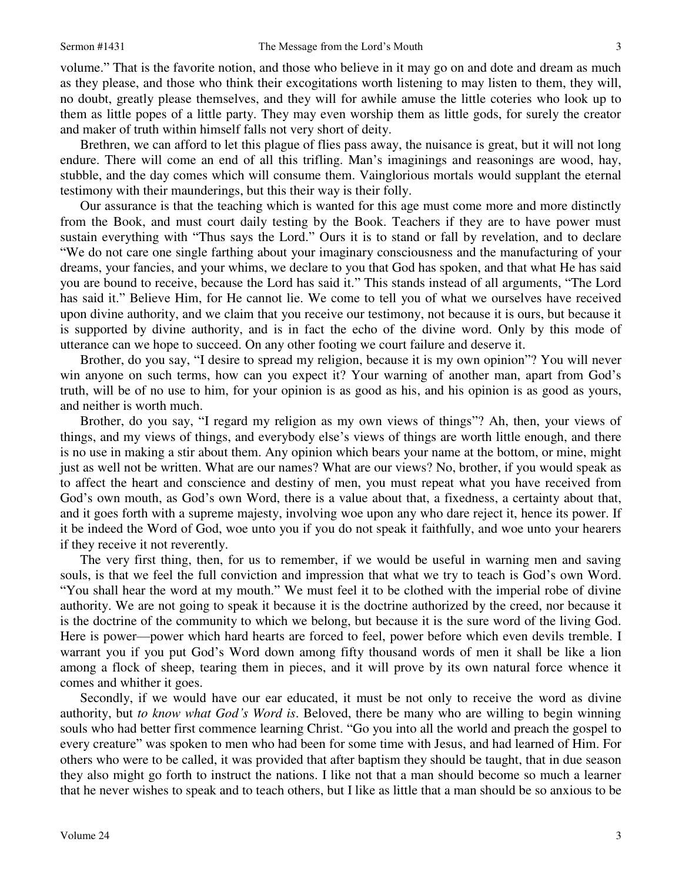volume." That is the favorite notion, and those who believe in it may go on and dote and dream as much as they please, and those who think their excogitations worth listening to may listen to them, they will, no doubt, greatly please themselves, and they will for awhile amuse the little coteries who look up to them as little popes of a little party. They may even worship them as little gods, for surely the creator and maker of truth within himself falls not very short of deity.

Brethren, we can afford to let this plague of flies pass away, the nuisance is great, but it will not long endure. There will come an end of all this trifling. Man's imaginings and reasonings are wood, hay, stubble, and the day comes which will consume them. Vainglorious mortals would supplant the eternal testimony with their maunderings, but this their way is their folly.

Our assurance is that the teaching which is wanted for this age must come more and more distinctly from the Book, and must court daily testing by the Book. Teachers if they are to have power must sustain everything with "Thus says the Lord." Ours it is to stand or fall by revelation, and to declare "We do not care one single farthing about your imaginary consciousness and the manufacturing of your dreams, your fancies, and your whims, we declare to you that God has spoken, and that what He has said you are bound to receive, because the Lord has said it." This stands instead of all arguments, "The Lord has said it." Believe Him, for He cannot lie. We come to tell you of what we ourselves have received upon divine authority, and we claim that you receive our testimony, not because it is ours, but because it is supported by divine authority, and is in fact the echo of the divine word. Only by this mode of utterance can we hope to succeed. On any other footing we court failure and deserve it.

Brother, do you say, "I desire to spread my religion, because it is my own opinion"? You will never win anyone on such terms, how can you expect it? Your warning of another man, apart from God's truth, will be of no use to him, for your opinion is as good as his, and his opinion is as good as yours, and neither is worth much.

Brother, do you say, "I regard my religion as my own views of things"? Ah, then, your views of things, and my views of things, and everybody else's views of things are worth little enough, and there is no use in making a stir about them. Any opinion which bears your name at the bottom, or mine, might just as well not be written. What are our names? What are our views? No, brother, if you would speak as to affect the heart and conscience and destiny of men, you must repeat what you have received from God's own mouth, as God's own Word, there is a value about that, a fixedness, a certainty about that, and it goes forth with a supreme majesty, involving woe upon any who dare reject it, hence its power. If it be indeed the Word of God, woe unto you if you do not speak it faithfully, and woe unto your hearers if they receive it not reverently.

The very first thing, then, for us to remember, if we would be useful in warning men and saving souls, is that we feel the full conviction and impression that what we try to teach is God's own Word. "You shall hear the word at my mouth." We must feel it to be clothed with the imperial robe of divine authority. We are not going to speak it because it is the doctrine authorized by the creed, nor because it is the doctrine of the community to which we belong, but because it is the sure word of the living God. Here is power—power which hard hearts are forced to feel, power before which even devils tremble. I warrant you if you put God's Word down among fifty thousand words of men it shall be like a lion among a flock of sheep, tearing them in pieces, and it will prove by its own natural force whence it comes and whither it goes.

Secondly, if we would have our ear educated, it must be not only to receive the word as divine authority, but *to know what God's Word is*. Beloved, there be many who are willing to begin winning souls who had better first commence learning Christ. "Go you into all the world and preach the gospel to every creature" was spoken to men who had been for some time with Jesus, and had learned of Him. For others who were to be called, it was provided that after baptism they should be taught, that in due season they also might go forth to instruct the nations. I like not that a man should become so much a learner that he never wishes to speak and to teach others, but I like as little that a man should be so anxious to be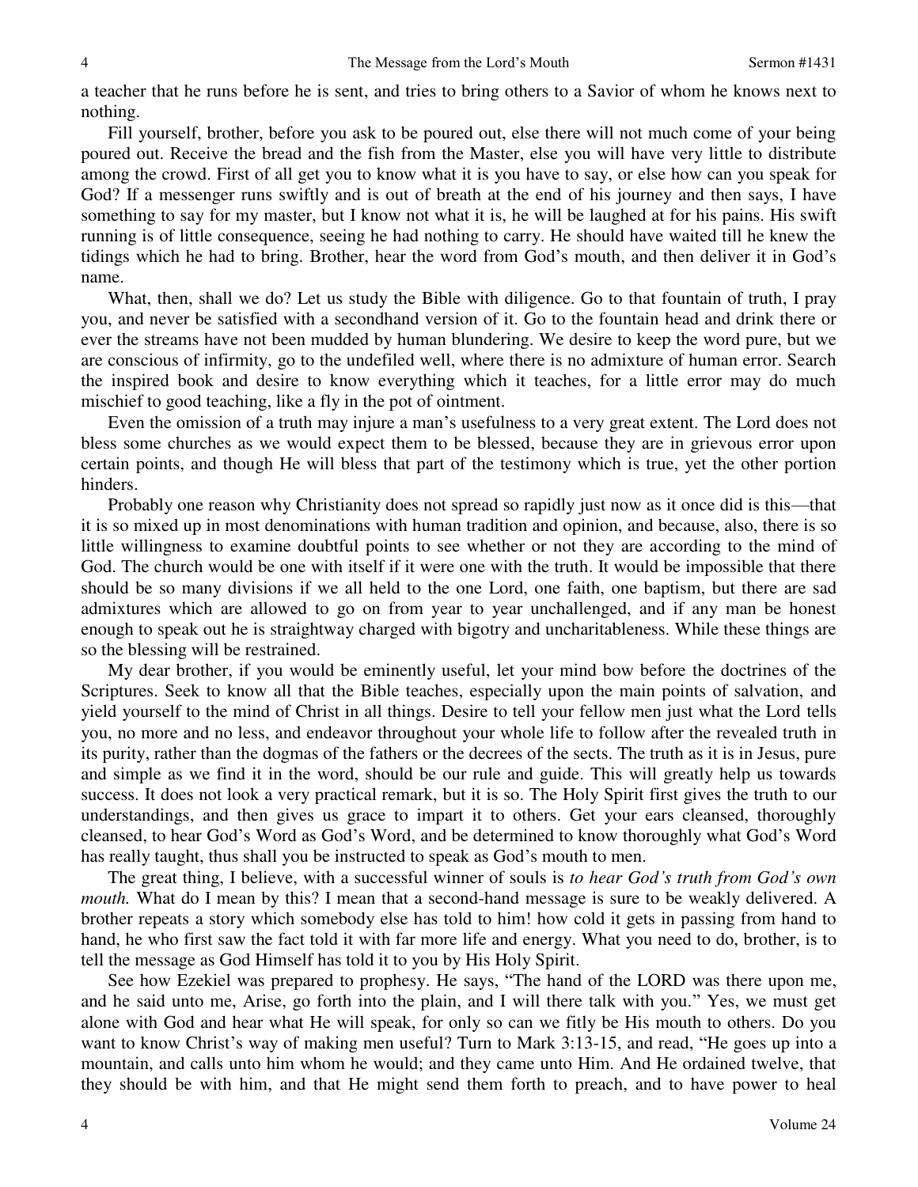a teacher that he runs before he is sent, and tries to bring others to a Savior of whom he knows next to nothing.

Fill yourself, brother, before you ask to be poured out, else there will not much come of your being poured out. Receive the bread and the fish from the Master, else you will have very little to distribute among the crowd. First of all get you to know what it is you have to say, or else how can you speak for God? If a messenger runs swiftly and is out of breath at the end of his journey and then says, I have something to say for my master, but I know not what it is, he will be laughed at for his pains. His swift running is of little consequence, seeing he had nothing to carry. He should have waited till he knew the tidings which he had to bring. Brother, hear the word from God's mouth, and then deliver it in God's name.

What, then, shall we do? Let us study the Bible with diligence. Go to that fountain of truth, I pray you, and never be satisfied with a secondhand version of it. Go to the fountain head and drink there or ever the streams have not been mudded by human blundering. We desire to keep the word pure, but we are conscious of infirmity, go to the undefiled well, where there is no admixture of human error. Search the inspired book and desire to know everything which it teaches, for a little error may do much mischief to good teaching, like a fly in the pot of ointment.

Even the omission of a truth may injure a man's usefulness to a very great extent. The Lord does not bless some churches as we would expect them to be blessed, because they are in grievous error upon certain points, and though He will bless that part of the testimony which is true, yet the other portion hinders.

Probably one reason why Christianity does not spread so rapidly just now as it once did is this—that it is so mixed up in most denominations with human tradition and opinion, and because, also, there is so little willingness to examine doubtful points to see whether or not they are according to the mind of God. The church would be one with itself if it were one with the truth. It would be impossible that there should be so many divisions if we all held to the one Lord, one faith, one baptism, but there are sad admixtures which are allowed to go on from year to year unchallenged, and if any man be honest enough to speak out he is straightway charged with bigotry and uncharitableness. While these things are so the blessing will be restrained.

My dear brother, if you would be eminently useful, let your mind bow before the doctrines of the Scriptures. Seek to know all that the Bible teaches, especially upon the main points of salvation, and yield yourself to the mind of Christ in all things. Desire to tell your fellow men just what the Lord tells you, no more and no less, and endeavor throughout your whole life to follow after the revealed truth in its purity, rather than the dogmas of the fathers or the decrees of the sects. The truth as it is in Jesus, pure and simple as we find it in the word, should be our rule and guide. This will greatly help us towards success. It does not look a very practical remark, but it is so. The Holy Spirit first gives the truth to our understandings, and then gives us grace to impart it to others. Get your ears cleansed, thoroughly cleansed, to hear God's Word as God's Word, and be determined to know thoroughly what God's Word has really taught, thus shall you be instructed to speak as God's mouth to men.

The great thing, I believe, with a successful winner of souls is *to hear God's truth from God's own mouth.* What do I mean by this? I mean that a second-hand message is sure to be weakly delivered. A brother repeats a story which somebody else has told to him! how cold it gets in passing from hand to hand, he who first saw the fact told it with far more life and energy. What you need to do, brother, is to tell the message as God Himself has told it to you by His Holy Spirit.

See how Ezekiel was prepared to prophesy. He says, "The hand of the LORD was there upon me, and he said unto me, Arise, go forth into the plain, and I will there talk with you." Yes, we must get alone with God and hear what He will speak, for only so can we fitly be His mouth to others. Do you want to know Christ's way of making men useful? Turn to Mark 3:13-15, and read, "He goes up into a mountain, and calls unto him whom he would; and they came unto Him. And He ordained twelve, that they should be with him, and that He might send them forth to preach, and to have power to heal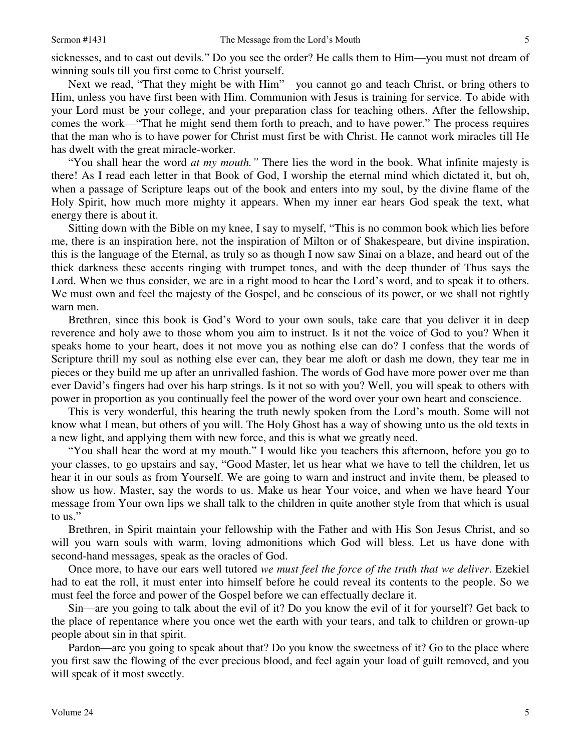sicknesses, and to cast out devils." Do you see the order? He calls them to Him—you must not dream of winning souls till you first come to Christ yourself.

Next we read, "That they might be with Him"—you cannot go and teach Christ, or bring others to Him, unless you have first been with Him. Communion with Jesus is training for service. To abide with your Lord must be your college, and your preparation class for teaching others. After the fellowship, comes the work—"That he might send them forth to preach, and to have power." The process requires that the man who is to have power for Christ must first be with Christ. He cannot work miracles till He has dwelt with the great miracle-worker.

"You shall hear the word *at my mouth."* There lies the word in the book. What infinite majesty is there! As I read each letter in that Book of God, I worship the eternal mind which dictated it, but oh, when a passage of Scripture leaps out of the book and enters into my soul, by the divine flame of the Holy Spirit, how much more mighty it appears. When my inner ear hears God speak the text, what energy there is about it.

Sitting down with the Bible on my knee, I say to myself, "This is no common book which lies before me, there is an inspiration here, not the inspiration of Milton or of Shakespeare, but divine inspiration, this is the language of the Eternal, as truly so as though I now saw Sinai on a blaze, and heard out of the thick darkness these accents ringing with trumpet tones, and with the deep thunder of Thus says the Lord. When we thus consider, we are in a right mood to hear the Lord's word, and to speak it to others. We must own and feel the majesty of the Gospel, and be conscious of its power, or we shall not rightly warn men.

Brethren, since this book is God's Word to your own souls, take care that you deliver it in deep reverence and holy awe to those whom you aim to instruct. Is it not the voice of God to you? When it speaks home to your heart, does it not move you as nothing else can do? I confess that the words of Scripture thrill my soul as nothing else ever can, they bear me aloft or dash me down, they tear me in pieces or they build me up after an unrivalled fashion. The words of God have more power over me than ever David's fingers had over his harp strings. Is it not so with you? Well, you will speak to others with power in proportion as you continually feel the power of the word over your own heart and conscience.

This is very wonderful, this hearing the truth newly spoken from the Lord's mouth. Some will not know what I mean, but others of you will. The Holy Ghost has a way of showing unto us the old texts in a new light, and applying them with new force, and this is what we greatly need.

"You shall hear the word at my mouth." I would like you teachers this afternoon, before you go to your classes, to go upstairs and say, "Good Master, let us hear what we have to tell the children, let us hear it in our souls as from Yourself. We are going to warn and instruct and invite them, be pleased to show us how. Master, say the words to us. Make us hear Your voice, and when we have heard Your message from Your own lips we shall talk to the children in quite another style from that which is usual to us."

Brethren, in Spirit maintain your fellowship with the Father and with His Son Jesus Christ, and so will you warn souls with warm, loving admonitions which God will bless. Let us have done with second-hand messages, speak as the oracles of God.

Once more, to have our ears well tutored *we must feel the force of the truth that we deliver*. Ezekiel had to eat the roll, it must enter into himself before he could reveal its contents to the people. So we must feel the force and power of the Gospel before we can effectually declare it.

Sin—are you going to talk about the evil of it? Do you know the evil of it for yourself? Get back to the place of repentance where you once wet the earth with your tears, and talk to children or grown-up people about sin in that spirit.

Pardon—are you going to speak about that? Do you know the sweetness of it? Go to the place where you first saw the flowing of the ever precious blood, and feel again your load of guilt removed, and you will speak of it most sweetly.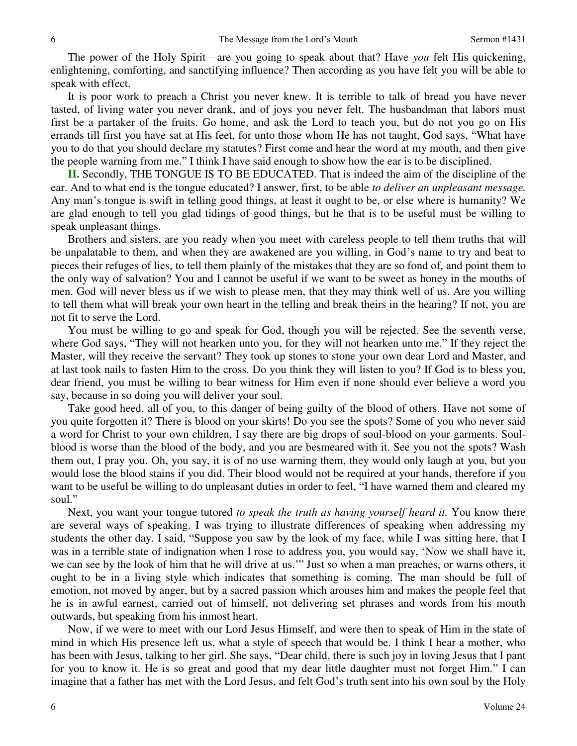The power of the Holy Spirit—are you going to speak about that? Have *you* felt His quickening, enlightening, comforting, and sanctifying influence? Then according as you have felt you will be able to speak with effect.

It is poor work to preach a Christ you never knew. It is terrible to talk of bread you have never tasted, of living water you never drank, and of joys you never felt. The husbandman that labors must first be a partaker of the fruits. Go home, and ask the Lord to teach you, but do not you go on His errands till first you have sat at His feet, for unto those whom He has not taught, God says, "What have you to do that you should declare my statutes? First come and hear the word at my mouth, and then give the people warning from me." I think I have said enough to show how the ear is to be disciplined.

**II.** Secondly, THE TONGUE IS TO BE EDUCATED. That is indeed the aim of the discipline of the ear. And to what end is the tongue educated? I answer, first, to be able *to deliver an unpleasant message.* Any man's tongue is swift in telling good things, at least it ought to be, or else where is humanity? We are glad enough to tell you glad tidings of good things, but he that is to be useful must be willing to speak unpleasant things.

Brothers and sisters, are you ready when you meet with careless people to tell them truths that will be unpalatable to them, and when they are awakened are you willing, in God's name to try and beat to pieces their refuges of lies, to tell them plainly of the mistakes that they are so fond of, and point them to the only way of salvation? You and I cannot be useful if we want to be sweet as honey in the mouths of men. God will never bless us if we wish to please men, that they may think well of us. Are you willing to tell them what will break your own heart in the telling and break theirs in the hearing? If not, you are not fit to serve the Lord.

You must be willing to go and speak for God, though you will be rejected. See the seventh verse, where God says, "They will not hearken unto you, for they will not hearken unto me." If they reject the Master, will they receive the servant? They took up stones to stone your own dear Lord and Master, and at last took nails to fasten Him to the cross. Do you think they will listen to you? If God is to bless you, dear friend, you must be willing to bear witness for Him even if none should ever believe a word you say, because in so doing you will deliver your soul.

Take good heed, all of you, to this danger of being guilty of the blood of others. Have not some of you quite forgotten it? There is blood on your skirts! Do you see the spots? Some of you who never said a word for Christ to your own children, I say there are big drops of soul-blood on your garments. Soul-blood is worse than the blood of the body, and you are besmeared with it. See you not the spots? Wash them out, I pray you. Oh, you say, it is of no use warning them, they would only laugh at you, but you would lose the blood stains if you did. Their blood would not be required at your hands, therefore if you want to be useful be willing to do unpleasant duties in order to feel, "I have warned them and cleared my soul."

Next, you want your tongue tutored *to speak the truth as having yourself heard it.* You know there are several ways of speaking. I was trying to illustrate differences of speaking when addressing my students the other day. I said, "Suppose you saw by the look of my face, while I was sitting here, that I was in a terrible state of indignation when I rose to address you, you would say, 'Now we shall have it, we can see by the look of him that he will drive at us.'" Just so when a man preaches, or warns others, it ought to be in a living style which indicates that something is coming. The man should be full of emotion, not moved by anger, but by a sacred passion which arouses him and makes the people feel that he is in awful earnest, carried out of himself, not delivering set phrases and words from his mouth outwards, but speaking from his inmost heart.

Now, if we were to meet with our Lord Jesus Himself, and were then to speak of Him in the state of mind in which His presence left us, what a style of speech that would be. I think I hear a mother, who has been with Jesus, talking to her girl. She says, "Dear child, there is such joy in loving Jesus that I pant for you to know it. He is so great and good that my dear little daughter must not forget Him." I can imagine that a father has met with the Lord Jesus, and felt God's truth sent into his own soul by the Holy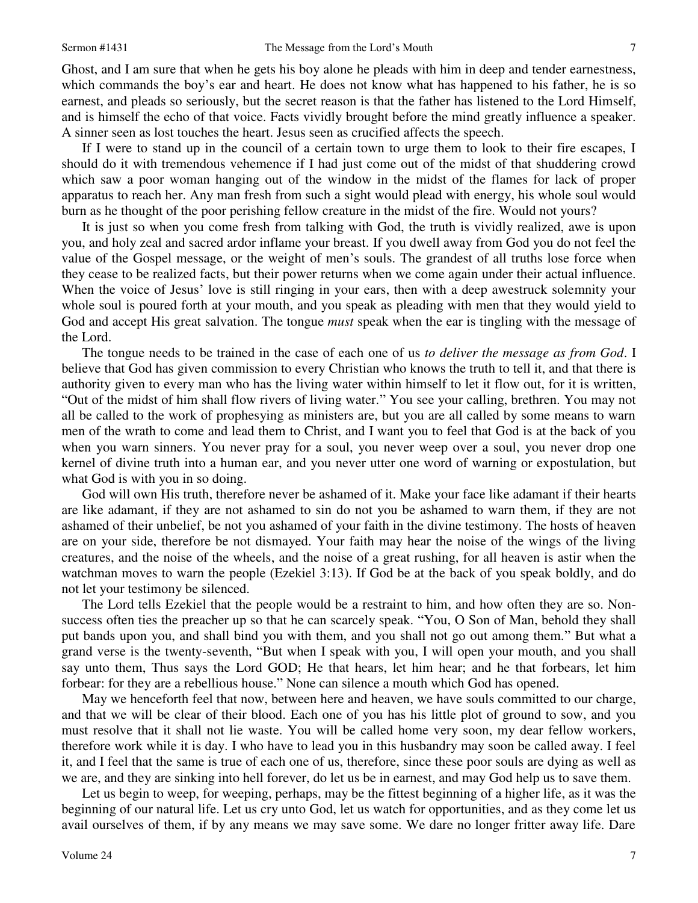Ghost, and I am sure that when he gets his boy alone he pleads with him in deep and tender earnestness, which commands the boy's ear and heart. He does not know what has happened to his father, he is so earnest, and pleads so seriously, but the secret reason is that the father has listened to the Lord Himself, and is himself the echo of that voice. Facts vividly brought before the mind greatly influence a speaker. A sinner seen as lost touches the heart. Jesus seen as crucified affects the speech.

If I were to stand up in the council of a certain town to urge them to look to their fire escapes, I should do it with tremendous vehemence if I had just come out of the midst of that shuddering crowd which saw a poor woman hanging out of the window in the midst of the flames for lack of proper apparatus to reach her. Any man fresh from such a sight would plead with energy, his whole soul would burn as he thought of the poor perishing fellow creature in the midst of the fire. Would not yours?

It is just so when you come fresh from talking with God, the truth is vividly realized, awe is upon you, and holy zeal and sacred ardor inflame your breast. If you dwell away from God you do not feel the value of the Gospel message, or the weight of men's souls. The grandest of all truths lose force when they cease to be realized facts, but their power returns when we come again under their actual influence. When the voice of Jesus' love is still ringing in your ears, then with a deep awestruck solemnity your whole soul is poured forth at your mouth, and you speak as pleading with men that they would yield to God and accept His great salvation. The tongue *must* speak when the ear is tingling with the message of the Lord.

The tongue needs to be trained in the case of each one of us *to deliver the message as from God*. I believe that God has given commission to every Christian who knows the truth to tell it, and that there is authority given to every man who has the living water within himself to let it flow out, for it is written, "Out of the midst of him shall flow rivers of living water." You see your calling, brethren. You may not all be called to the work of prophesying as ministers are, but you are all called by some means to warn men of the wrath to come and lead them to Christ, and I want you to feel that God is at the back of you when you warn sinners. You never pray for a soul, you never weep over a soul, you never drop one kernel of divine truth into a human ear, and you never utter one word of warning or expostulation, but what God is with you in so doing.

God will own His truth, therefore never be ashamed of it. Make your face like adamant if their hearts are like adamant, if they are not ashamed to sin do not you be ashamed to warn them, if they are not ashamed of their unbelief, be not you ashamed of your faith in the divine testimony. The hosts of heaven are on your side, therefore be not dismayed. Your faith may hear the noise of the wings of the living creatures, and the noise of the wheels, and the noise of a great rushing, for all heaven is astir when the watchman moves to warn the people (Ezekiel 3:13). If God be at the back of you speak boldly, and do not let your testimony be silenced.

The Lord tells Ezekiel that the people would be a restraint to him, and how often they are so. Non-success often ties the preacher up so that he can scarcely speak. "You, O Son of Man, behold they shall put bands upon you, and shall bind you with them, and you shall not go out among them." But what a grand verse is the twenty-seventh, "But when I speak with you, I will open your mouth, and you shall say unto them, Thus says the Lord GOD; He that hears, let him hear; and he that forbears, let him forbear: for they are a rebellious house." None can silence a mouth which God has opened.

May we henceforth feel that now, between here and heaven, we have souls committed to our charge, and that we will be clear of their blood. Each one of you has his little plot of ground to sow, and you must resolve that it shall not lie waste. You will be called home very soon, my dear fellow workers, therefore work while it is day. I who have to lead you in this husbandry may soon be called away. I feel it, and I feel that the same is true of each one of us, therefore, since these poor souls are dying as well as we are, and they are sinking into hell forever, do let us be in earnest, and may God help us to save them.

Let us begin to weep, for weeping, perhaps, may be the fittest beginning of a higher life, as it was the beginning of our natural life. Let us cry unto God, let us watch for opportunities, and as they come let us avail ourselves of them, if by any means we may save some. We dare no longer fritter away life. Dare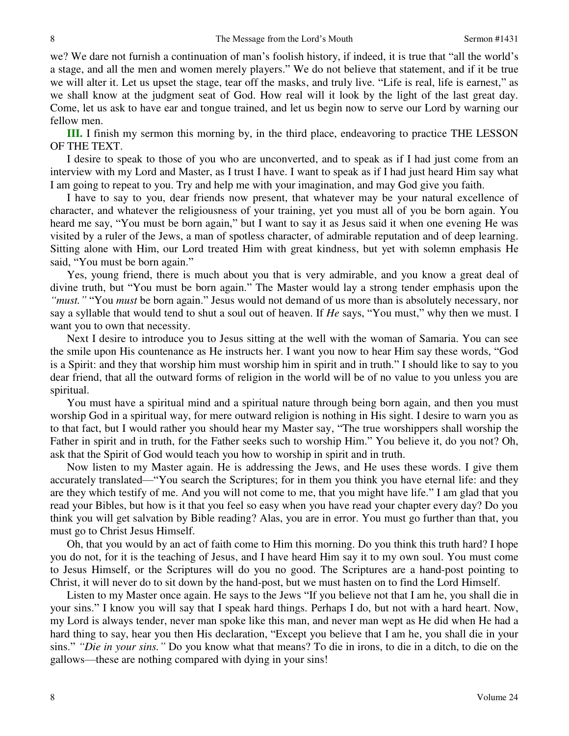we? We dare not furnish a continuation of man's foolish history, if indeed, it is true that "all the world's a stage, and all the men and women merely players." We do not believe that statement, and if it be true we will alter it. Let us upset the stage, tear off the masks, and truly live. "Life is real, life is earnest," as we shall know at the judgment seat of God. How real will it look by the light of the last great day. Come, let us ask to have ear and tongue trained, and let us begin now to serve our Lord by warning our fellow men.

**III.** I finish my sermon this morning by, in the third place, endeavoring to practice THE LESSON OF THE TEXT.

I desire to speak to those of you who are unconverted, and to speak as if I had just come from an interview with my Lord and Master, as I trust I have. I want to speak as if I had just heard Him say what I am going to repeat to you. Try and help me with your imagination, and may God give you faith.

I have to say to you, dear friends now present, that whatever may be your natural excellence of character, and whatever the religiousness of your training, yet you must all of you be born again. You heard me say, "You must be born again," but I want to say it as Jesus said it when one evening He was visited by a ruler of the Jews, a man of spotless character, of admirable reputation and of deep learning. Sitting alone with Him, our Lord treated Him with great kindness, but yet with solemn emphasis He said, "You must be born again."

Yes, young friend, there is much about you that is very admirable, and you know a great deal of divine truth, but "You must be born again." The Master would lay a strong tender emphasis upon the *"must."* "You *must* be born again." Jesus would not demand of us more than is absolutely necessary, nor say a syllable that would tend to shut a soul out of heaven. If *He* says, "You must," why then we must. I want you to own that necessity.

Next I desire to introduce you to Jesus sitting at the well with the woman of Samaria. You can see the smile upon His countenance as He instructs her. I want you now to hear Him say these words, "God is a Spirit: and they that worship him must worship him in spirit and in truth." I should like to say to you dear friend, that all the outward forms of religion in the world will be of no value to you unless you are spiritual.

You must have a spiritual mind and a spiritual nature through being born again, and then you must worship God in a spiritual way, for mere outward religion is nothing in His sight. I desire to warn you as to that fact, but I would rather you should hear my Master say, "The true worshippers shall worship the Father in spirit and in truth, for the Father seeks such to worship Him." You believe it, do you not? Oh, ask that the Spirit of God would teach you how to worship in spirit and in truth.

Now listen to my Master again. He is addressing the Jews, and He uses these words. I give them accurately translated—"You search the Scriptures; for in them you think you have eternal life: and they are they which testify of me. And you will not come to me, that you might have life." I am glad that you read your Bibles, but how is it that you feel so easy when you have read your chapter every day? Do you think you will get salvation by Bible reading? Alas, you are in error. You must go further than that, you must go to Christ Jesus Himself.

Oh, that you would by an act of faith come to Him this morning. Do you think this truth hard? I hope you do not, for it is the teaching of Jesus, and I have heard Him say it to my own soul. You must come to Jesus Himself, or the Scriptures will do you no good. The Scriptures are a hand-post pointing to Christ, it will never do to sit down by the hand-post, but we must hasten on to find the Lord Himself.

Listen to my Master once again. He says to the Jews "If you believe not that I am he, you shall die in your sins." I know you will say that I speak hard things. Perhaps I do, but not with a hard heart. Now, my Lord is always tender, never man spoke like this man, and never man wept as He did when He had a hard thing to say, hear you then His declaration, "Except you believe that I am he, you shall die in your sins." *"Die in your sins."* Do you know what that means? To die in irons, to die in a ditch, to die on the gallows—these are nothing compared with dying in your sins!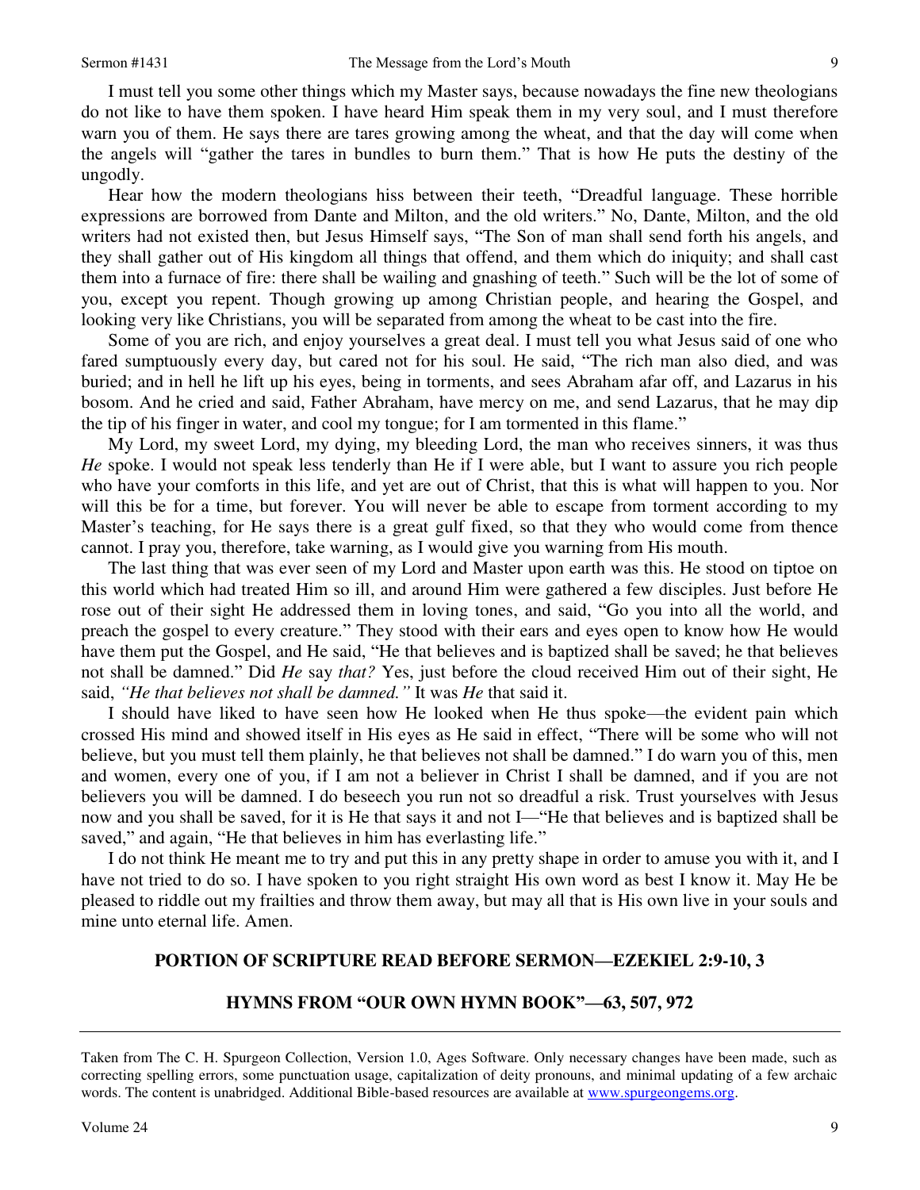I must tell you some other things which my Master says, because nowadays the fine new theologians do not like to have them spoken. I have heard Him speak them in my very soul, and I must therefore warn you of them. He says there are tares growing among the wheat, and that the day will come when the angels will "gather the tares in bundles to burn them." That is how He puts the destiny of the ungodly.

Hear how the modern theologians hiss between their teeth, "Dreadful language. These horrible expressions are borrowed from Dante and Milton, and the old writers." No, Dante, Milton, and the old writers had not existed then, but Jesus Himself says, "The Son of man shall send forth his angels, and they shall gather out of His kingdom all things that offend, and them which do iniquity; and shall cast them into a furnace of fire: there shall be wailing and gnashing of teeth." Such will be the lot of some of you, except you repent. Though growing up among Christian people, and hearing the Gospel, and looking very like Christians, you will be separated from among the wheat to be cast into the fire.

Some of you are rich, and enjoy yourselves a great deal. I must tell you what Jesus said of one who fared sumptuously every day, but cared not for his soul. He said, "The rich man also died, and was buried; and in hell he lift up his eyes, being in torments, and sees Abraham afar off, and Lazarus in his bosom. And he cried and said, Father Abraham, have mercy on me, and send Lazarus, that he may dip the tip of his finger in water, and cool my tongue; for I am tormented in this flame."

My Lord, my sweet Lord, my dying, my bleeding Lord, the man who receives sinners, it was thus *He* spoke. I would not speak less tenderly than He if I were able, but I want to assure you rich people who have your comforts in this life, and yet are out of Christ, that this is what will happen to you. Nor will this be for a time, but forever. You will never be able to escape from torment according to my Master's teaching, for He says there is a great gulf fixed, so that they who would come from thence cannot. I pray you, therefore, take warning, as I would give you warning from His mouth.

The last thing that was ever seen of my Lord and Master upon earth was this. He stood on tiptoe on this world which had treated Him so ill, and around Him were gathered a few disciples. Just before He rose out of their sight He addressed them in loving tones, and said, "Go you into all the world, and preach the gospel to every creature." They stood with their ears and eyes open to know how He would have them put the Gospel, and He said, "He that believes and is baptized shall be saved; he that believes not shall be damned." Did *He* say *that?* Yes, just before the cloud received Him out of their sight, He said, *"He that believes not shall be damned."* It was *He* that said it.

I should have liked to have seen how He looked when He thus spoke—the evident pain which crossed His mind and showed itself in His eyes as He said in effect, "There will be some who will not believe, but you must tell them plainly, he that believes not shall be damned." I do warn you of this, men and women, every one of you, if I am not a believer in Christ I shall be damned, and if you are not believers you will be damned. I do beseech you run not so dreadful a risk. Trust yourselves with Jesus now and you shall be saved, for it is He that says it and not I—"He that believes and is baptized shall be saved," and again, "He that believes in him has everlasting life."

I do not think He meant me to try and put this in any pretty shape in order to amuse you with it, and I have not tried to do so. I have spoken to you right straight His own word as best I know it. May He be pleased to riddle out my frailties and throw them away, but may all that is His own live in your souls and mine unto eternal life. Amen.

**PORTION OF SCRIPTURE READ BEFORE SERMON—EZEKIEL 2:9-10, 3**

**HYMNS FROM "OUR OWN HYMN BOOK"—63, 507, 972**

---

Taken from The C. H. Spurgeon Collection, Version 1.0, Ages Software. Only necessary changes have been made, such as correcting spelling errors, some punctuation usage, capitalization of deity pronouns, and minimal updating of a few archaic words. The content is unabridged. Additional Bible-based resources are available at www.spurgeongems.org.